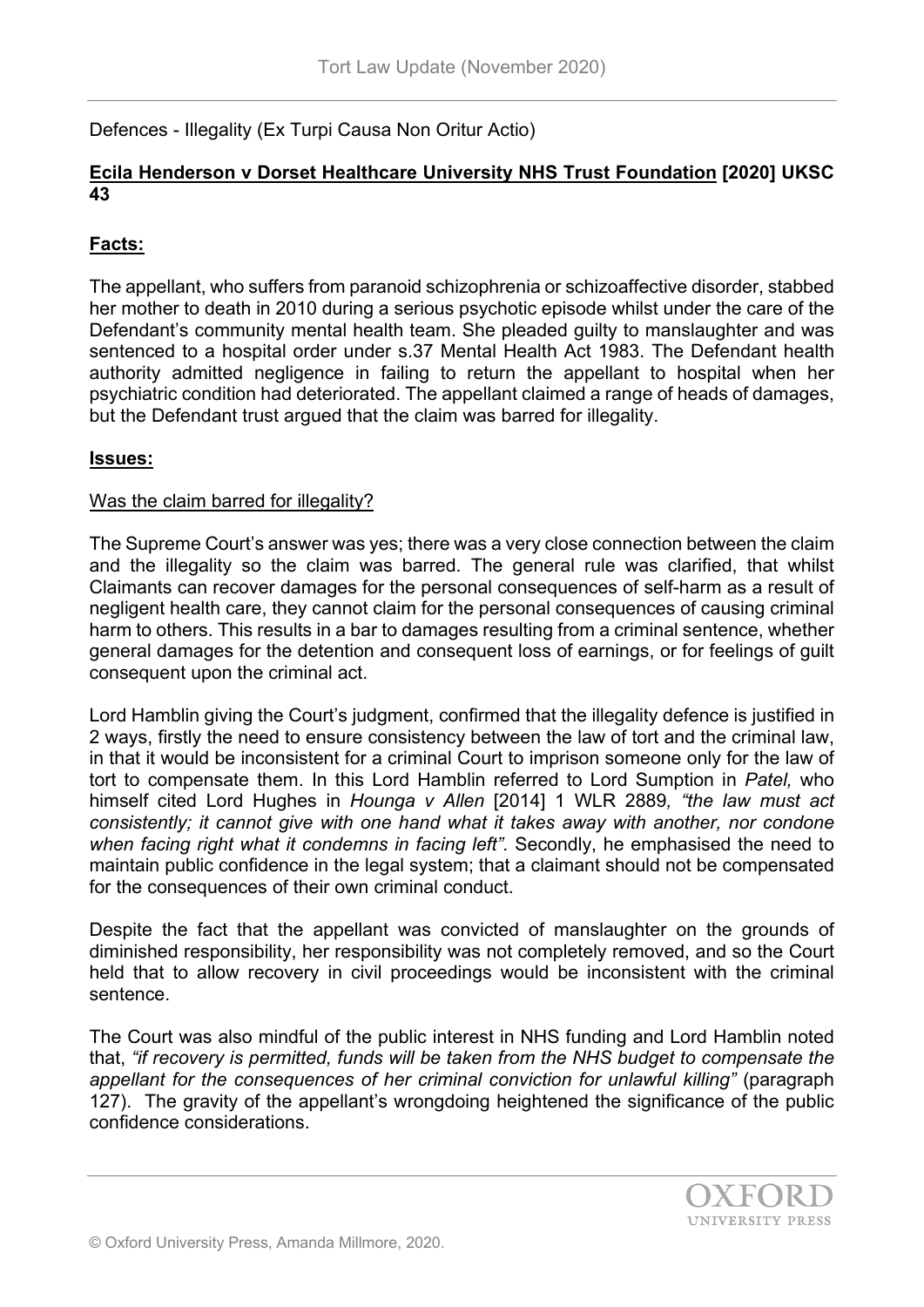Defences - Illegality (Ex Turpi Causa Non Oritur Actio)

**<u>Ecila Henderson v Dorset Healthcare University NHS Trust Foundation</u> [2020] UKSC 43**

**<u>Facts:</u>**

The appellant, who suffers from paranoid schizophrenia or schizoaffective disorder, stabbed her mother to death in 2010 during a serious psychotic episode whilst under the care of the Defendant's community mental health team. She pleaded guilty to manslaughter and was sentenced to a hospital order under s.37 Mental Health Act 1983. The Defendant health authority admitted negligence in failing to return the appellant to hospital when her psychiatric condition had deteriorated. The appellant claimed a range of heads of damages, but the Defendant trust argued that the claim was barred for illegality.

**<u>Issues:</u>**

<u>Was the claim barred for illegality?</u>

The Supreme Court's answer was yes; there was a very close connection between the claim and the illegality so the claim was barred. The general rule was clarified, that whilst Claimants can recover damages for the personal consequences of self-harm as a result of negligent health care, they cannot claim for the personal consequences of causing criminal harm to others. This results in a bar to damages resulting from a criminal sentence, whether general damages for the detention and consequent loss of earnings, or for feelings of guilt consequent upon the criminal act.

Lord Hamblin giving the Court's judgment, confirmed that the illegality defence is justified in 2 ways, firstly the need to ensure consistency between the law of tort and the criminal law, in that it would be inconsistent for a criminal Court to imprison someone only for the law of tort to compensate them. In this Lord Hamblin referred to Lord Sumption in *Patel,* who himself cited Lord Hughes in *Hounga v Allen* [2014] 1 WLR 2889*, "the law must act consistently; it cannot give with one hand what it takes away with another, nor condone when facing right what it condemns in facing left".* Secondly, he emphasised the need to maintain public confidence in the legal system; that a claimant should not be compensated for the consequences of their own criminal conduct.

Despite the fact that the appellant was convicted of manslaughter on the grounds of diminished responsibility, her responsibility was not completely removed, and so the Court held that to allow recovery in civil proceedings would be inconsistent with the criminal sentence.

The Court was also mindful of the public interest in NHS funding and Lord Hamblin noted that, *"if recovery is permitted, funds will be taken from the NHS budget to compensate the appellant for the consequences of her criminal conviction for unlawful killing"* (paragraph 127). The gravity of the appellant's wrongdoing heightened the significance of the public confidence considerations.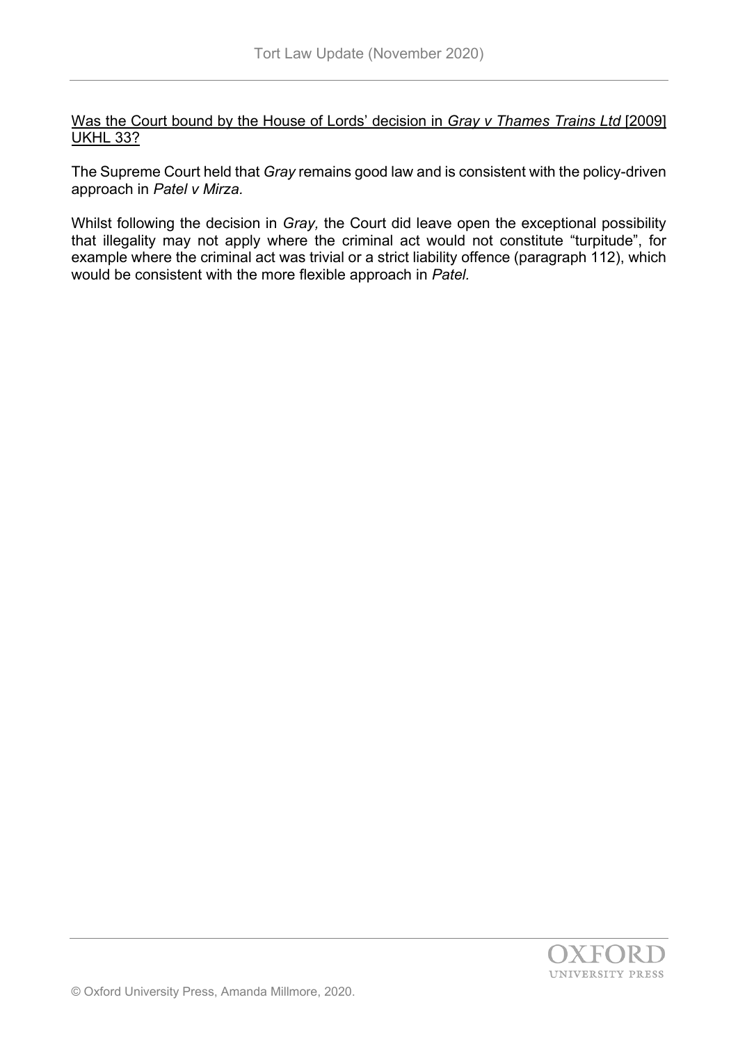<u>Was the Court bound by the House of Lords' decision in *Gray v Thames Trains Ltd* [2009] UKHL 33?</u>

The Supreme Court held that *Gray* remains good law and is consistent with the policy-driven approach in *Patel v Mirza*.

Whilst following the decision in *Gray,* the Court did leave open the exceptional possibility that illegality may not apply where the criminal act would not constitute "turpitude", for example where the criminal act was trivial or a strict liability offence (paragraph 112), which would be consistent with the more flexible approach in *Patel.*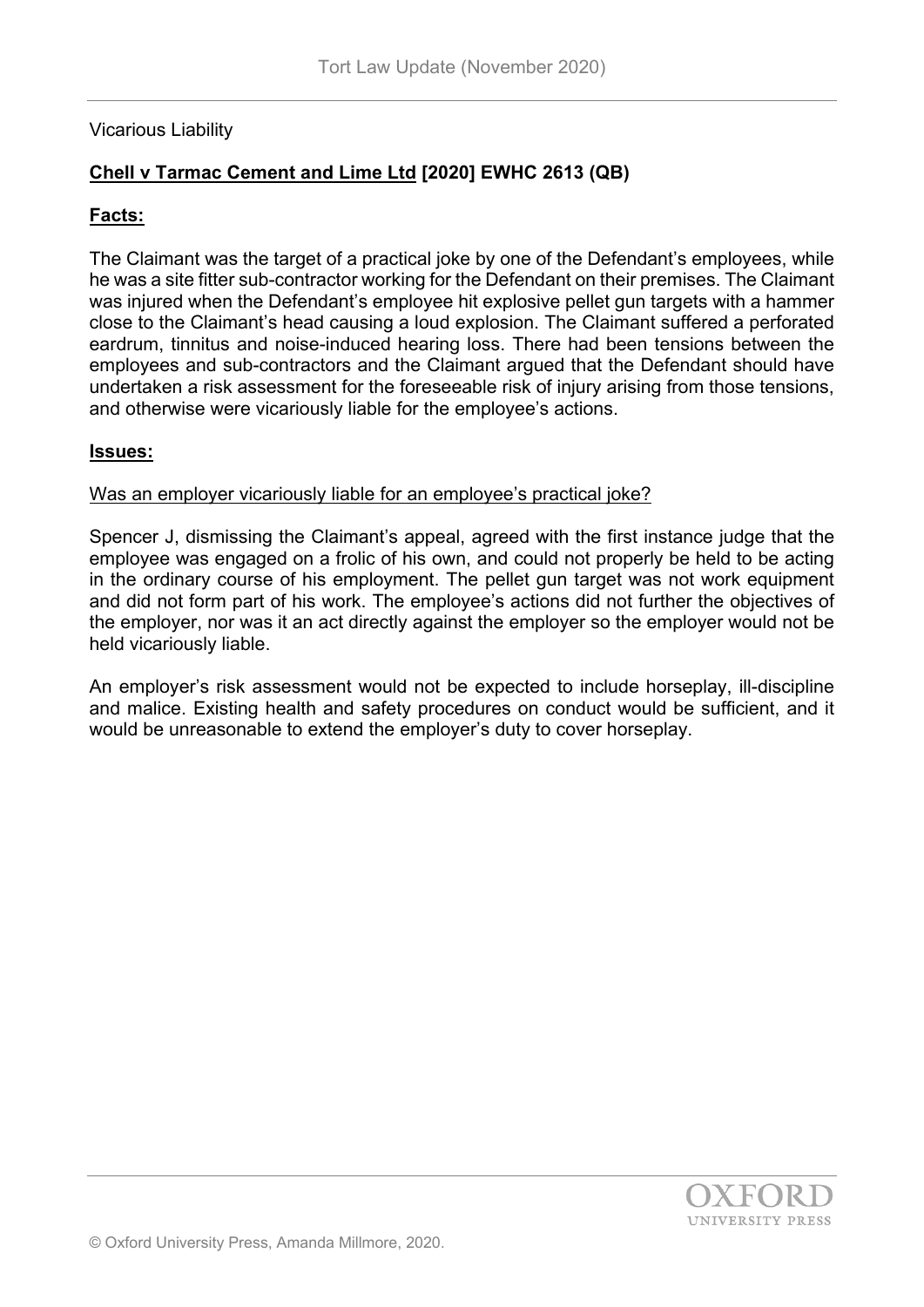Vicarious Liability

**Chell v Tarmac Cement and Lime Ltd [2020] EWHC 2613 (QB)**

**Facts:**

The Claimant was the target of a practical joke by one of the Defendant's employees, while he was a site fitter sub-contractor working for the Defendant on their premises. The Claimant was injured when the Defendant's employee hit explosive pellet gun targets with a hammer close to the Claimant's head causing a loud explosion. The Claimant suffered a perforated eardrum, tinnitus and noise-induced hearing loss. There had been tensions between the employees and sub-contractors and the Claimant argued that the Defendant should have undertaken a risk assessment for the foreseeable risk of injury arising from those tensions, and otherwise were vicariously liable for the employee's actions.

**Issues:**

Was an employer vicariously liable for an employee's practical joke?

Spencer J, dismissing the Claimant's appeal, agreed with the first instance judge that the employee was engaged on a frolic of his own, and could not properly be held to be acting in the ordinary course of his employment. The pellet gun target was not work equipment and did not form part of his work. The employee's actions did not further the objectives of the employer, nor was it an act directly against the employer so the employer would not be held vicariously liable.

An employer's risk assessment would not be expected to include horseplay, ill-discipline and malice. Existing health and safety procedures on conduct would be sufficient, and it would be unreasonable to extend the employer's duty to cover horseplay.

© Oxford University Press, Amanda Millmore, 2020.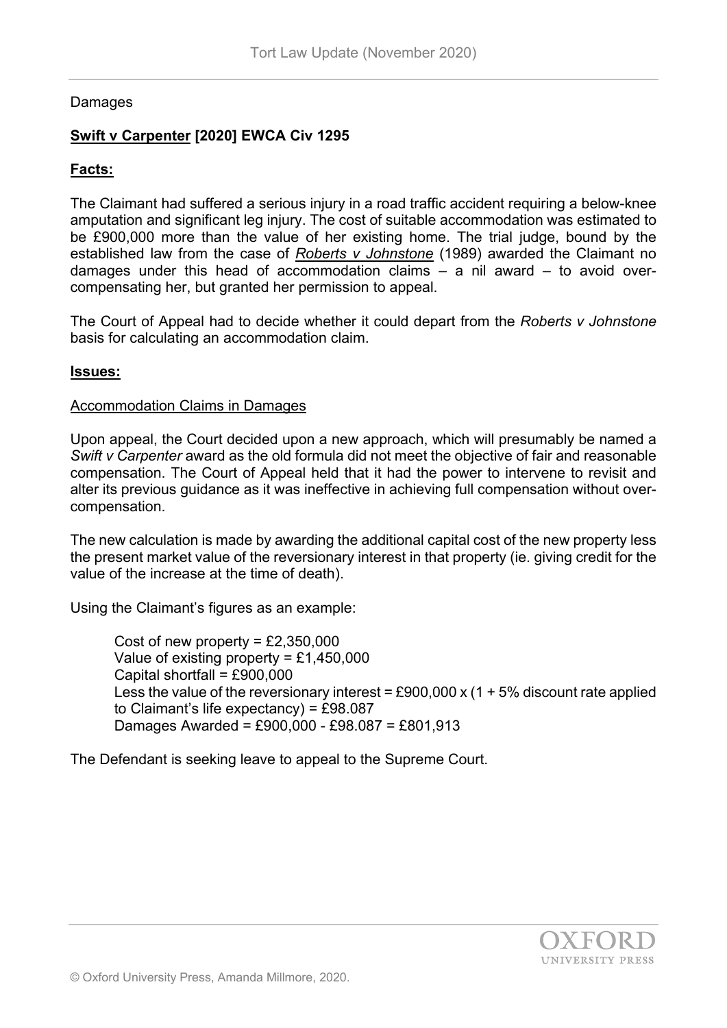Damages

## **Swift v Carpenter [2020] EWCA Civ 1295**

### **Facts:**

The Claimant had suffered a serious injury in a road traffic accident requiring a below-knee amputation and significant leg injury. The cost of suitable accommodation was estimated to be £900,000 more than the value of her existing home. The trial judge, bound by the established law from the case of *Roberts v Johnstone* (1989) awarded the Claimant no damages under this head of accommodation claims – a nil award – to avoid over-compensating her, but granted her permission to appeal.

The Court of Appeal had to decide whether it could depart from the *Roberts v Johnstone* basis for calculating an accommodation claim.

### **Issues:**

Accommodation Claims in Damages

Upon appeal, the Court decided upon a new approach, which will presumably be named a *Swift v Carpenter* award as the old formula did not meet the objective of fair and reasonable compensation. The Court of Appeal held that it had the power to intervene to revisit and alter its previous guidance as it was ineffective in achieving full compensation without over-compensation.

The new calculation is made by awarding the additional capital cost of the new property less the present market value of the reversionary interest in that property (ie. giving credit for the value of the increase at the time of death).

Using the Claimant's figures as an example:

> Cost of new property = £2,350,000
> Value of existing property = £1,450,000
> Capital shortfall = £900,000
> Less the value of the reversionary interest = £900,000 x (1 + 5% discount rate applied to Claimant's life expectancy) = £98.087
> Damages Awarded = £900,000 - £98.087 = £801,913

The Defendant is seeking leave to appeal to the Supreme Court.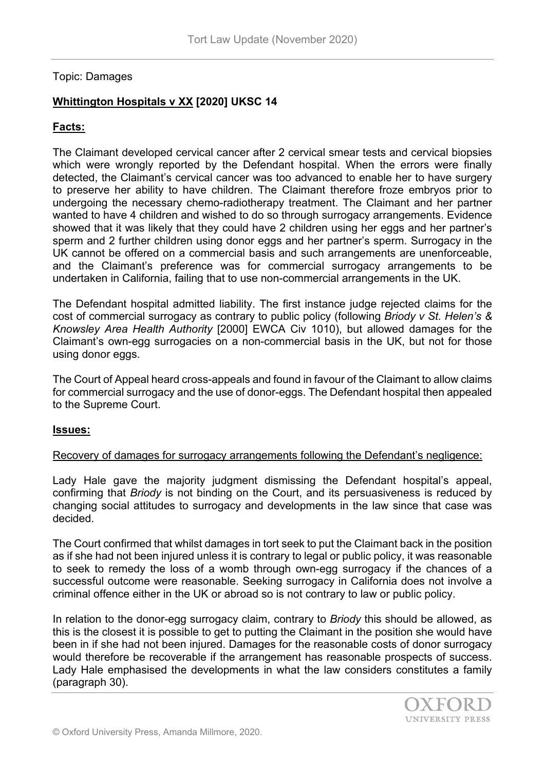Topic: Damages

## **Whittington Hospitals v XX [2020] UKSC 14**

### **Facts:**

The Claimant developed cervical cancer after 2 cervical smear tests and cervical biopsies which were wrongly reported by the Defendant hospital. When the errors were finally detected, the Claimant's cervical cancer was too advanced to enable her to have surgery to preserve her ability to have children. The Claimant therefore froze embryos prior to undergoing the necessary chemo-radiotherapy treatment. The Claimant and her partner wanted to have 4 children and wished to do so through surrogacy arrangements. Evidence showed that it was likely that they could have 2 children using her eggs and her partner's sperm and 2 further children using donor eggs and her partner's sperm. Surrogacy in the UK cannot be offered on a commercial basis and such arrangements are unenforceable, and the Claimant's preference was for commercial surrogacy arrangements to be undertaken in California, failing that to use non-commercial arrangements in the UK.

The Defendant hospital admitted liability. The first instance judge rejected claims for the cost of commercial surrogacy as contrary to public policy (following *Briody v St. Helen's & Knowsley Area Health Authority* [2000] EWCA Civ 1010), but allowed damages for the Claimant's own-egg surrogacies on a non-commercial basis in the UK, but not for those using donor eggs.

The Court of Appeal heard cross-appeals and found in favour of the Claimant to allow claims for commercial surrogacy and the use of donor-eggs. The Defendant hospital then appealed to the Supreme Court.

### **Issues:**

Recovery of damages for surrogacy arrangements following the Defendant's negligence:

Lady Hale gave the majority judgment dismissing the Defendant hospital's appeal, confirming that *Briody* is not binding on the Court, and its persuasiveness is reduced by changing social attitudes to surrogacy and developments in the law since that case was decided.

The Court confirmed that whilst damages in tort seek to put the Claimant back in the position as if she had not been injured unless it is contrary to legal or public policy, it was reasonable to seek to remedy the loss of a womb through own-egg surrogacy if the chances of a successful outcome were reasonable. Seeking surrogacy in California does not involve a criminal offence either in the UK or abroad so is not contrary to law or public policy.

In relation to the donor-egg surrogacy claim, contrary to *Briody* this should be allowed, as this is the closest it is possible to get to putting the Claimant in the position she would have been in if she had not been injured. Damages for the reasonable costs of donor surrogacy would therefore be recoverable if the arrangement has reasonable prospects of success. Lady Hale emphasised the developments in what the law considers constitutes a family (paragraph 30).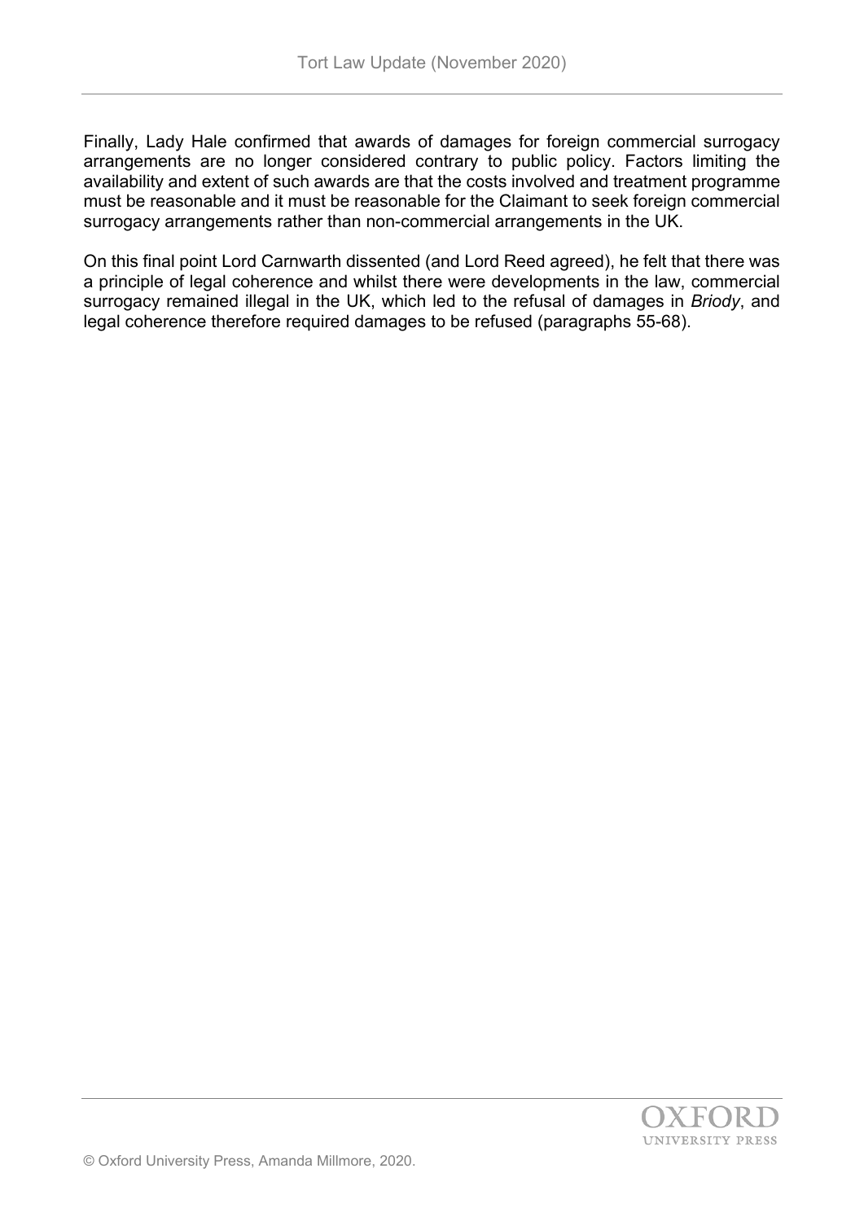Finally, Lady Hale confirmed that awards of damages for foreign commercial surrogacy arrangements are no longer considered contrary to public policy. Factors limiting the availability and extent of such awards are that the costs involved and treatment programme must be reasonable and it must be reasonable for the Claimant to seek foreign commercial surrogacy arrangements rather than non-commercial arrangements in the UK.

On this final point Lord Carnwarth dissented (and Lord Reed agreed), he felt that there was a principle of legal coherence and whilst there were developments in the law, commercial surrogacy remained illegal in the UK, which led to the refusal of damages in *Briody*, and legal coherence therefore required damages to be refused (paragraphs 55-68).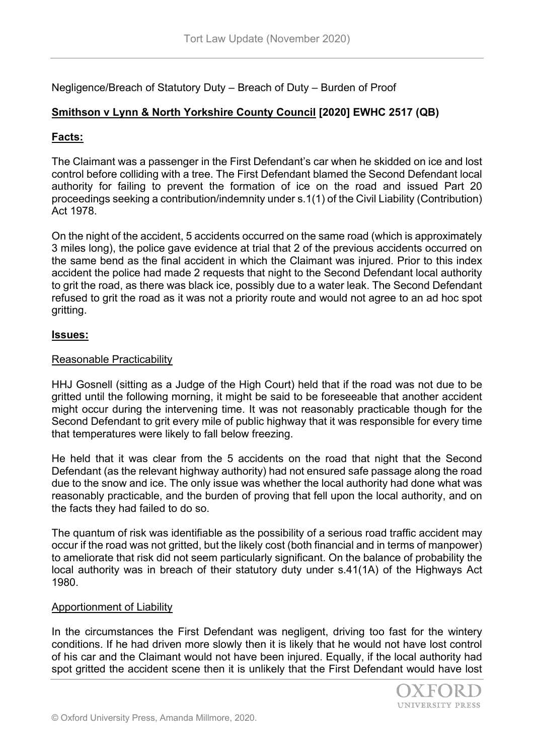Negligence/Breach of Statutory Duty – Breach of Duty – Burden of Proof

## **Smithson v Lynn & North Yorkshire County Council [2020] EWHC 2517 (QB)**

### **Facts:**

The Claimant was a passenger in the First Defendant's car when he skidded on ice and lost control before colliding with a tree. The First Defendant blamed the Second Defendant local authority for failing to prevent the formation of ice on the road and issued Part 20 proceedings seeking a contribution/indemnity under s.1(1) of the Civil Liability (Contribution) Act 1978.

On the night of the accident, 5 accidents occurred on the same road (which is approximately 3 miles long), the police gave evidence at trial that 2 of the previous accidents occurred on the same bend as the final accident in which the Claimant was injured. Prior to this index accident the police had made 2 requests that night to the Second Defendant local authority to grit the road, as there was black ice, possibly due to a water leak. The Second Defendant refused to grit the road as it was not a priority route and would not agree to an ad hoc spot gritting.

### **Issues:**

#### Reasonable Practicability

HHJ Gosnell (sitting as a Judge of the High Court) held that if the road was not due to be gritted until the following morning, it might be said to be foreseeable that another accident might occur during the intervening time. It was not reasonably practicable though for the Second Defendant to grit every mile of public highway that it was responsible for every time that temperatures were likely to fall below freezing.

He held that it was clear from the 5 accidents on the road that night that the Second Defendant (as the relevant highway authority) had not ensured safe passage along the road due to the snow and ice. The only issue was whether the local authority had done what was reasonably practicable, and the burden of proving that fell upon the local authority, and on the facts they had failed to do so.

The quantum of risk was identifiable as the possibility of a serious road traffic accident may occur if the road was not gritted, but the likely cost (both financial and in terms of manpower) to ameliorate that risk did not seem particularly significant. On the balance of probability the local authority was in breach of their statutory duty under s.41(1A) of the Highways Act 1980.

#### Apportionment of Liability

In the circumstances the First Defendant was negligent, driving too fast for the wintery conditions. If he had driven more slowly then it is likely that he would not have lost control of his car and the Claimant would not have been injured. Equally, if the local authority had spot gritted the accident scene then it is unlikely that the First Defendant would have lost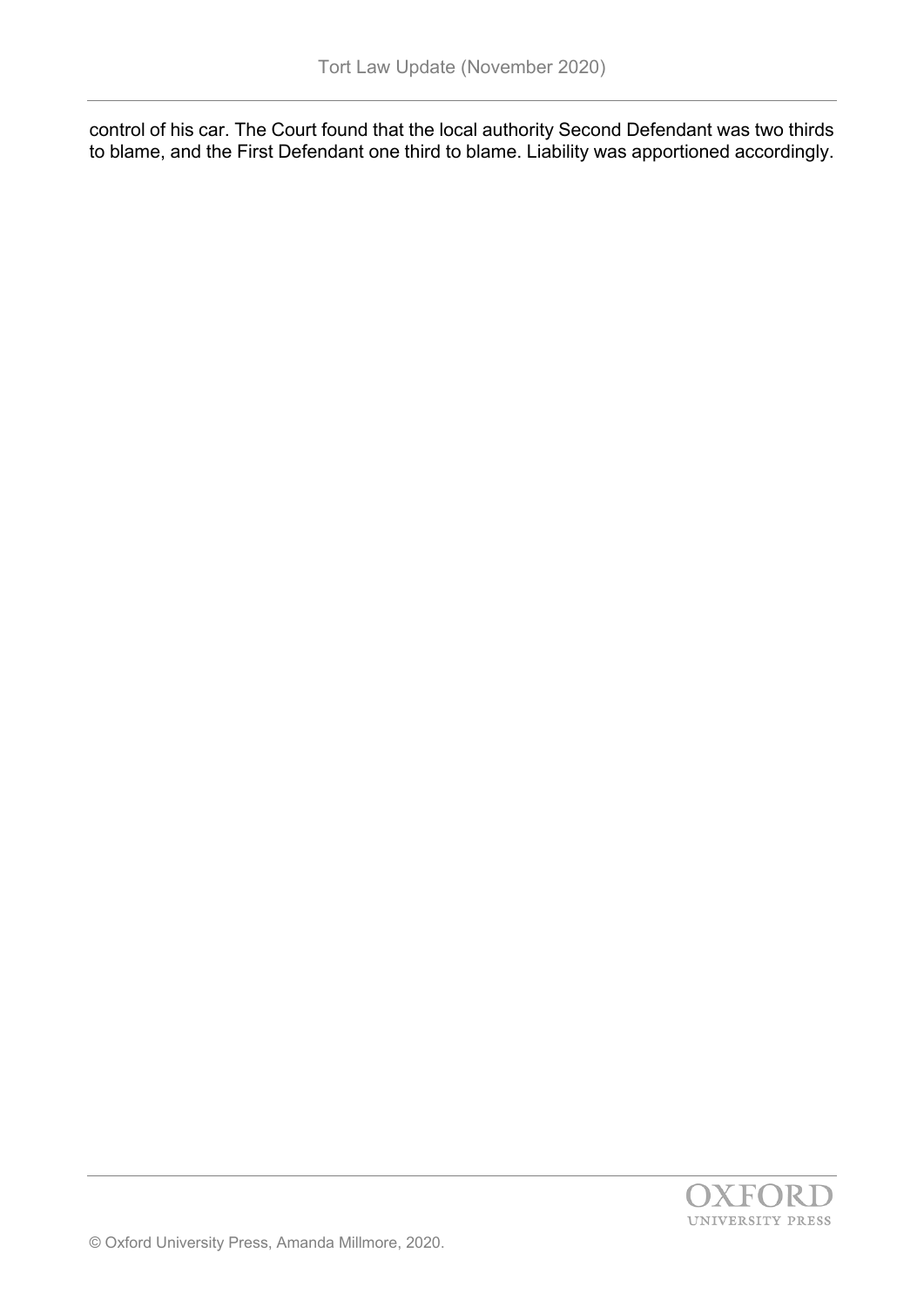control of his car. The Court found that the local authority Second Defendant was two thirds to blame, and the First Defendant one third to blame. Liability was apportioned accordingly.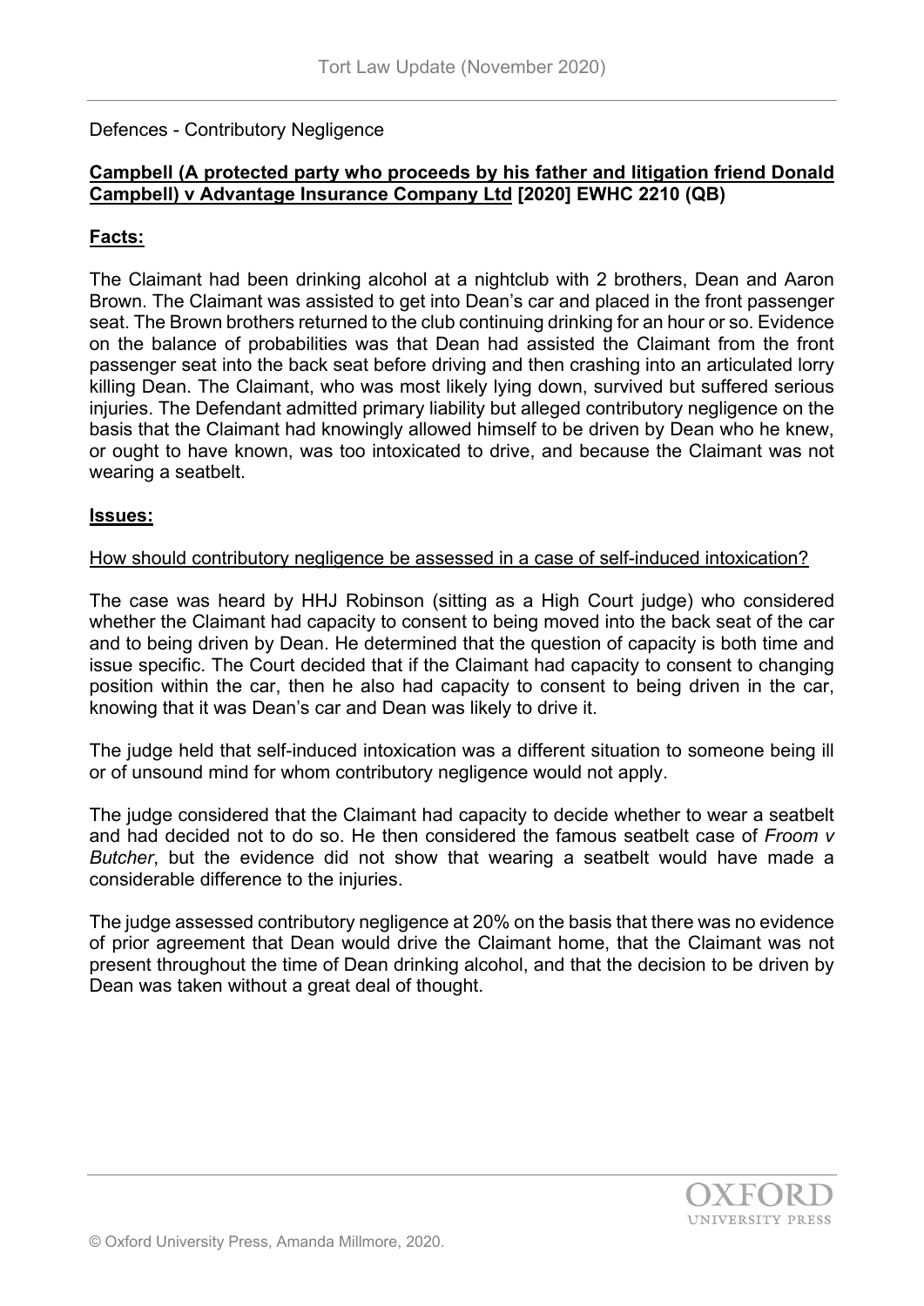Defences - Contributory Negligence

**Campbell (A protected party who proceeds by his father and litigation friend Donald Campbell) v Advantage Insurance Company Ltd [2020] EWHC 2210 (QB)**

## Facts:

The Claimant had been drinking alcohol at a nightclub with 2 brothers, Dean and Aaron Brown. The Claimant was assisted to get into Dean's car and placed in the front passenger seat. The Brown brothers returned to the club continuing drinking for an hour or so. Evidence on the balance of probabilities was that Dean had assisted the Claimant from the front passenger seat into the back seat before driving and then crashing into an articulated lorry killing Dean. The Claimant, who was most likely lying down, survived but suffered serious injuries. The Defendant admitted primary liability but alleged contributory negligence on the basis that the Claimant had knowingly allowed himself to be driven by Dean who he knew, or ought to have known, was too intoxicated to drive, and because the Claimant was not wearing a seatbelt.

## Issues:

How should contributory negligence be assessed in a case of self-induced intoxication?

The case was heard by HHJ Robinson (sitting as a High Court judge) who considered whether the Claimant had capacity to consent to being moved into the back seat of the car and to being driven by Dean. He determined that the question of capacity is both time and issue specific. The Court decided that if the Claimant had capacity to consent to changing position within the car, then he also had capacity to consent to being driven in the car, knowing that it was Dean's car and Dean was likely to drive it.

The judge held that self-induced intoxication was a different situation to someone being ill or of unsound mind for whom contributory negligence would not apply.

The judge considered that the Claimant had capacity to decide whether to wear a seatbelt and had decided not to do so. He then considered the famous seatbelt case of *Froom v Butcher*, but the evidence did not show that wearing a seatbelt would have made a considerable difference to the injuries.

The judge assessed contributory negligence at 20% on the basis that there was no evidence of prior agreement that Dean would drive the Claimant home, that the Claimant was not present throughout the time of Dean drinking alcohol, and that the decision to be driven by Dean was taken without a great deal of thought.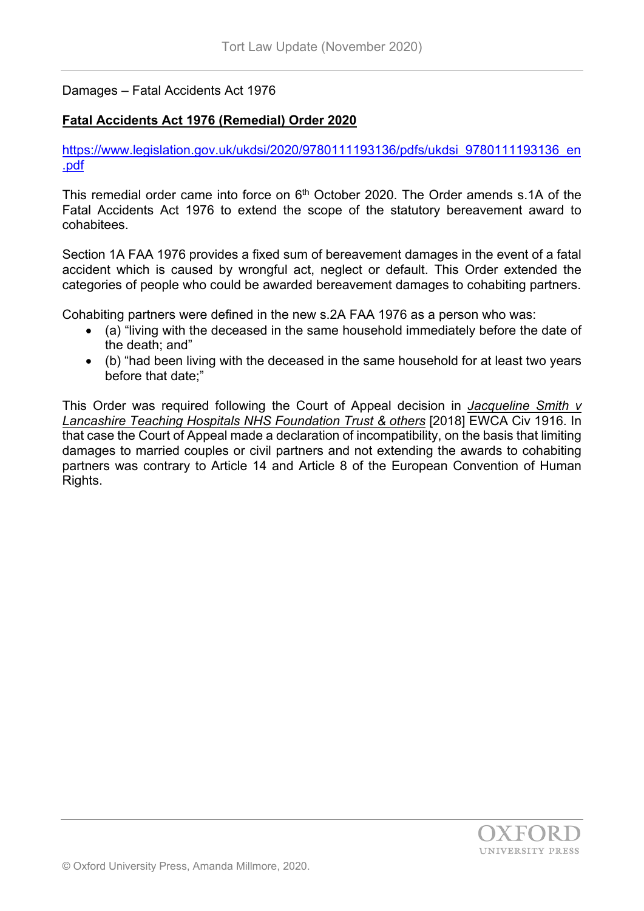Damages – Fatal Accidents Act 1976

**Fatal Accidents Act 1976 (Remedial) Order 2020**

https://www.legislation.gov.uk/ukdsi/2020/9780111193136/pdfs/ukdsi_9780111193136_en.pdf

This remedial order came into force on 6th October 2020. The Order amends s.1A of the Fatal Accidents Act 1976 to extend the scope of the statutory bereavement award to cohabitees.

Section 1A FAA 1976 provides a fixed sum of bereavement damages in the event of a fatal accident which is caused by wrongful act, neglect or default. This Order extended the categories of people who could be awarded bereavement damages to cohabiting partners.

Cohabiting partners were defined in the new s.2A FAA 1976 as a person who was:

- (a) "living with the deceased in the same household immediately before the date of the death; and"
- (b) "had been living with the deceased in the same household for at least two years before that date;"

This Order was required following the Court of Appeal decision in *Jacqueline Smith v Lancashire Teaching Hospitals NHS Foundation Trust & others* [2018] EWCA Civ 1916. In that case the Court of Appeal made a declaration of incompatibility, on the basis that limiting damages to married couples or civil partners and not extending the awards to cohabiting partners was contrary to Article 14 and Article 8 of the European Convention of Human Rights.